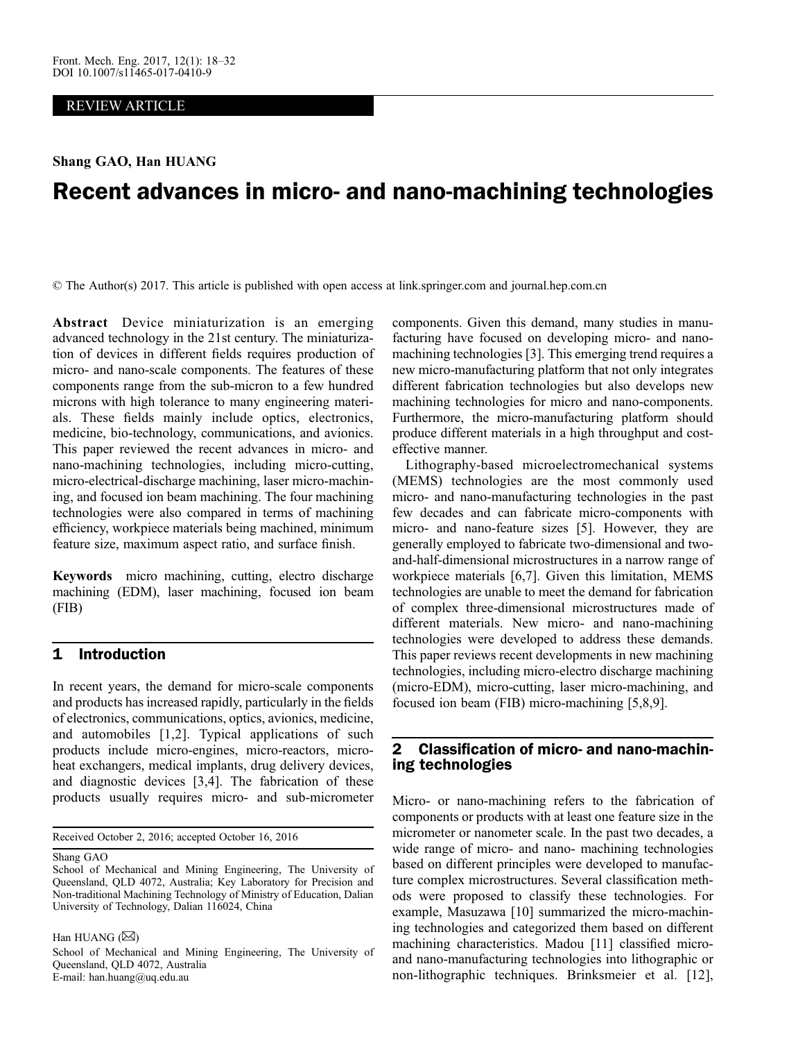REVIEW ARTICLE

**Shang GAO, Han HUANG**

# Recent advances in micro- and nano-machining technologies

© The Author(s) 2017. This article is published with open access at link.springer.com and journal.hep.com.cn

**Abstract** Device miniaturization is an emerging advanced technology in the 21st century. The miniaturization of devices in different fields requires production of micro- and nano-scale components. The features of these components range from the sub-micron to a few hundred microns with high tolerance to many engineering materials. These fields mainly include optics, electronics, medicine, bio-technology, communications, and avionics. This paper reviewed the recent advances in micro- and nano-machining technologies, including micro-cutting, micro-electrical-discharge machining, laser micro-machining, and focused ion beam machining. The four machining technologies were also compared in terms of machining efficiency, workpiece materials being machined, minimum feature size, maximum aspect ratio, and surface finish.

**Keywords** micro machining, cutting, electro discharge machining (EDM), laser machining, focused ion beam (FIB)

## 1 Introduction

In recent years, the demand for micro-scale components and products has increased rapidly, particularly in the fields of electronics, communications, optics, avionics, medicine, and automobiles [1,2]. Typical applications of such products include micro-engines, micro-reactors, micro-heat exchangers, medical implants, drug delivery devices, and diagnostic devices [3,4]. The fabrication of these products usually requires micro- and sub-micrometer components. Given this demand, many studies in manufacturing have focused on developing micro- and nano-machining technologies [3]. This emerging trend requires a new micro-manufacturing platform that not only integrates different fabrication technologies but also develops new machining technologies for micro and nano-components. Furthermore, the micro-manufacturing platform should produce different materials in a high throughput and cost-effective manner.

Lithography-based microelectromechanical systems (MEMS) technologies are the most commonly used micro- and nano-manufacturing technologies in the past few decades and can fabricate micro-components with micro- and nano-feature sizes [5]. However, they are generally employed to fabricate two-dimensional and two-and-half-dimensional microstructures in a narrow range of workpiece materials [6,7]. Given this limitation, MEMS technologies are unable to meet the demand for fabrication of complex three-dimensional microstructures made of different materials. New micro- and nano-machining technologies were developed to address these demands. This paper reviews recent developments in new machining technologies, including micro-electro discharge machining (micro-EDM), micro-cutting, laser micro-machining, and focused ion beam (FIB) micro-machining [5,8,9].

## 2 Classification of micro- and nano-machining technologies

Micro- or nano-machining refers to the fabrication of components or products with at least one feature size in the micrometer or nanometer scale. In the past two decades, a wide range of micro- and nano- machining technologies based on different principles were developed to manufacture complex microstructures. Several classification methods were proposed to classify these technologies. For example, Masuzawa [10] summarized the micro-machining technologies and categorized them based on different machining characteristics. Madou [11] classified micro- and nano-manufacturing technologies into lithographic or non-lithographic techniques. Brinksmeier et al. [12],

Received October 2, 2016; accepted October 16, 2016

Shang GAO
School of Mechanical and Mining Engineering, The University of Queensland, QLD 4072, Australia; Key Laboratory for Precision and Non-traditional Machining Technology of Ministry of Education, Dalian University of Technology, Dalian 116024, China

Han HUANG (✉)
School of Mechanical and Mining Engineering, The University of Queensland, QLD 4072, Australia
E-mail: han.huang@uq.edu.au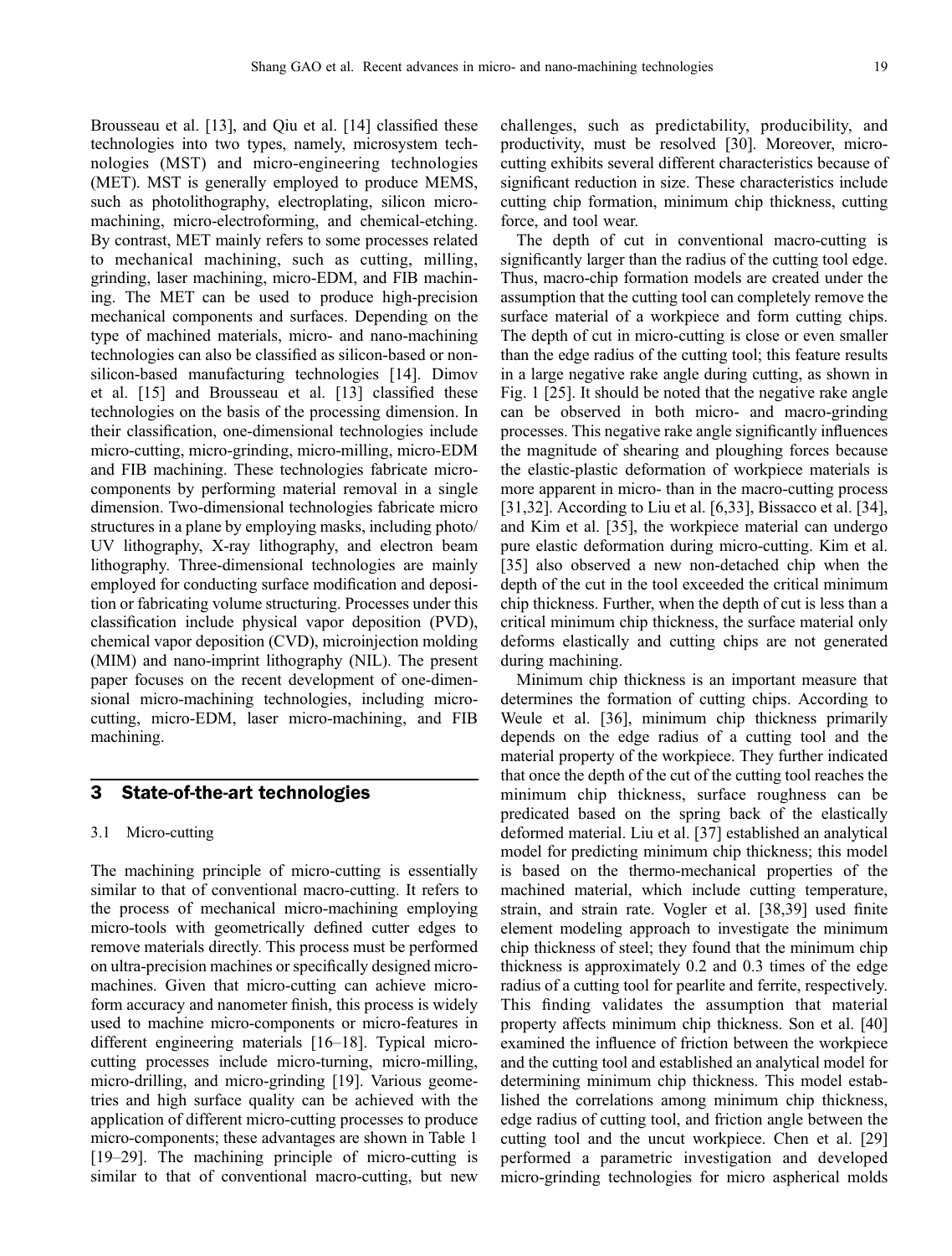Brousseau et al. [13], and Qiu et al. [14] classified these technologies into two types, namely, microsystem technologies (MST) and micro-engineering technologies (MET). MST is generally employed to produce MEMS, such as photolithography, electroplating, silicon micromachining, micro-electroforming, and chemical-etching. By contrast, MET mainly refers to some processes related to mechanical machining, such as cutting, milling, grinding, laser machining, micro-EDM, and FIB machining. The MET can be used to produce high-precision mechanical components and surfaces. Depending on the type of machined materials, micro- and nano-machining technologies can also be classified as silicon-based or non-silicon-based manufacturing technologies [14]. Dimov et al. [15] and Brousseau et al. [13] classified these technologies on the basis of the processing dimension. In their classification, one-dimensional technologies include micro-cutting, micro-grinding, micro-milling, micro-EDM and FIB machining. These technologies fabricate micro-components by performing material removal in a single dimension. Two-dimensional technologies fabricate micro structures in a plane by employing masks, including photo/UV lithography, X-ray lithography, and electron beam lithography. Three-dimensional technologies are mainly employed for conducting surface modification and deposition or fabricating volume structuring. Processes under this classification include physical vapor deposition (PVD), chemical vapor deposition (CVD), microinjection molding (MIM) and nano-imprint lithography (NIL). The present paper focuses on the recent development of one-dimensional micro-machining technologies, including micro-cutting, micro-EDM, laser micro-machining, and FIB machining.

## 3 State-of-the-art technologies

### 3.1 Micro-cutting

The machining principle of micro-cutting is essentially similar to that of conventional macro-cutting. It refers to the process of mechanical micro-machining employing micro-tools with geometrically defined cutter edges to remove materials directly. This process must be performed on ultra-precision machines or specifically designed micro-machines. Given that micro-cutting can achieve micro-form accuracy and nanometer finish, this process is widely used to machine micro-components or micro-features in different engineering materials [16–18]. Typical micro-cutting processes include micro-turning, micro-milling, micro-drilling, and micro-grinding [19]. Various geometries and high surface quality can be achieved with the application of different micro-cutting processes to produce micro-components; these advantages are shown in Table 1 [19–29]. The machining principle of micro-cutting is similar to that of conventional macro-cutting, but new challenges, such as predictability, producibility, and productivity, must be resolved [30]. Moreover, micro-cutting exhibits several different characteristics because of significant reduction in size. These characteristics include cutting chip formation, minimum chip thickness, cutting force, and tool wear.

The depth of cut in conventional macro-cutting is significantly larger than the radius of the cutting tool edge. Thus, macro-chip formation models are created under the assumption that the cutting tool can completely remove the surface material of a workpiece and form cutting chips. The depth of cut in micro-cutting is close or even smaller than the edge radius of the cutting tool; this feature results in a large negative rake angle during cutting, as shown in Fig. 1 [25]. It should be noted that the negative rake angle can be observed in both micro- and macro-grinding processes. This negative rake angle significantly influences the magnitude of shearing and ploughing forces because the elastic-plastic deformation of workpiece materials is more apparent in micro- than in the macro-cutting process [31,32]. According to Liu et al. [6,33], Bissacco et al. [34], and Kim et al. [35], the workpiece material can undergo pure elastic deformation during micro-cutting. Kim et al. [35] also observed a new non-detached chip when the depth of the cut in the tool exceeded the critical minimum chip thickness. Further, when the depth of cut is less than a critical minimum chip thickness, the surface material only deforms elastically and cutting chips are not generated during machining.

Minimum chip thickness is an important measure that determines the formation of cutting chips. According to Weule et al. [36], minimum chip thickness primarily depends on the edge radius of a cutting tool and the material property of the workpiece. They further indicated that once the depth of the cut of the cutting tool reaches the minimum chip thickness, surface roughness can be predicated based on the spring back of the elastically deformed material. Liu et al. [37] established an analytical model for predicting minimum chip thickness; this model is based on the thermo-mechanical properties of the machined material, which include cutting temperature, strain, and strain rate. Vogler et al. [38,39] used finite element modeling approach to investigate the minimum chip thickness of steel; they found that the minimum chip thickness is approximately 0.2 and 0.3 times of the edge radius of a cutting tool for pearlite and ferrite, respectively. This finding validates the assumption that material property affects minimum chip thickness. Son et al. [40] examined the influence of friction between the workpiece and the cutting tool and established an analytical model for determining minimum chip thickness. This model established the correlations among minimum chip thickness, edge radius of cutting tool, and friction angle between the cutting tool and the uncut workpiece. Chen et al. [29] performed a parametric investigation and developed micro-grinding technologies for micro aspherical molds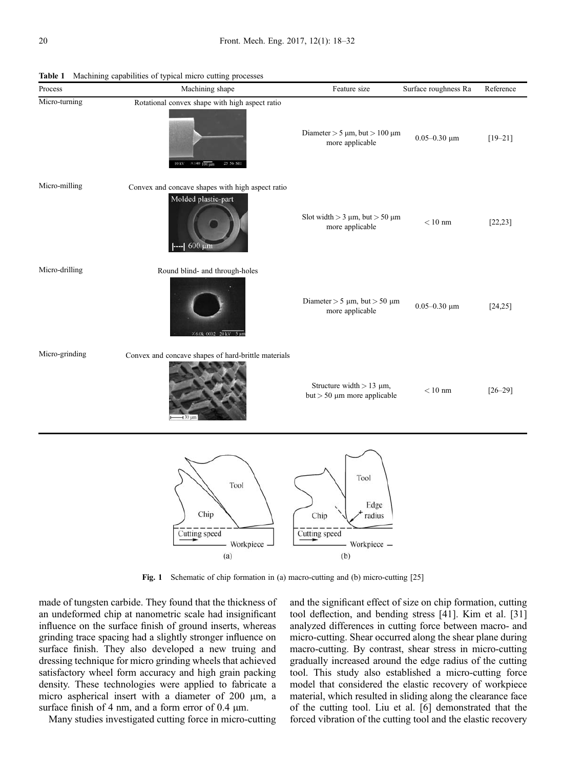**Table 1** Machining capabilities of typical micro cutting processes

| Process | Machining shape | Feature size | Surface roughness Ra | Reference |
| --- | --- | --- | --- | --- |
| Micro-turning | Rotational convex shape with high aspect ratio | Diameter > 5 μm, but > 100 μm more applicable | 0.05–0.30 μm | [19–21] |
| Micro-milling | Convex and concave shapes with high aspect ratio | Slot width > 3 μm, but > 50 μm more applicable | < 10 nm | [22,23] |
| Micro-drilling | Round blind- and through-holes | Diameter > 5 μm, but > 50 μm more applicable | 0.05–0.30 μm | [24,25] |
| Micro-grinding | Convex and concave shapes of hard-brittle materials | Structure width > 13 μm, but > 50 μm more applicable | < 10 nm | [26–29] |

**Fig. 1** Schematic of chip formation in (a) macro-cutting and (b) micro-cutting [25]

made of tungsten carbide. They found that the thickness of an undeformed chip at nanometric scale had insignificant influence on the surface finish of ground inserts, whereas grinding trace spacing had a slightly stronger influence on surface finish. They also developed a new truing and dressing technique for micro grinding wheels that achieved satisfactory wheel form accuracy and high grain packing density. These technologies were applied to fabricate a micro aspherical insert with a diameter of 200 μm, a surface finish of 4 nm, and a form error of 0.4 μm.

Many studies investigated cutting force in micro-cutting and the significant effect of size on chip formation, cutting tool deflection, and bending stress [41]. Kim et al. [31] analyzed differences in cutting force between macro- and micro-cutting. Shear occurred along the shear plane during macro-cutting. By contrast, shear stress in micro-cutting gradually increased around the edge radius of the cutting tool. This study also established a micro-cutting force model that considered the elastic recovery of workpiece material, which resulted in sliding along the clearance face of the cutting tool. Liu et al. [6] demonstrated that the forced vibration of the cutting tool and the elastic recovery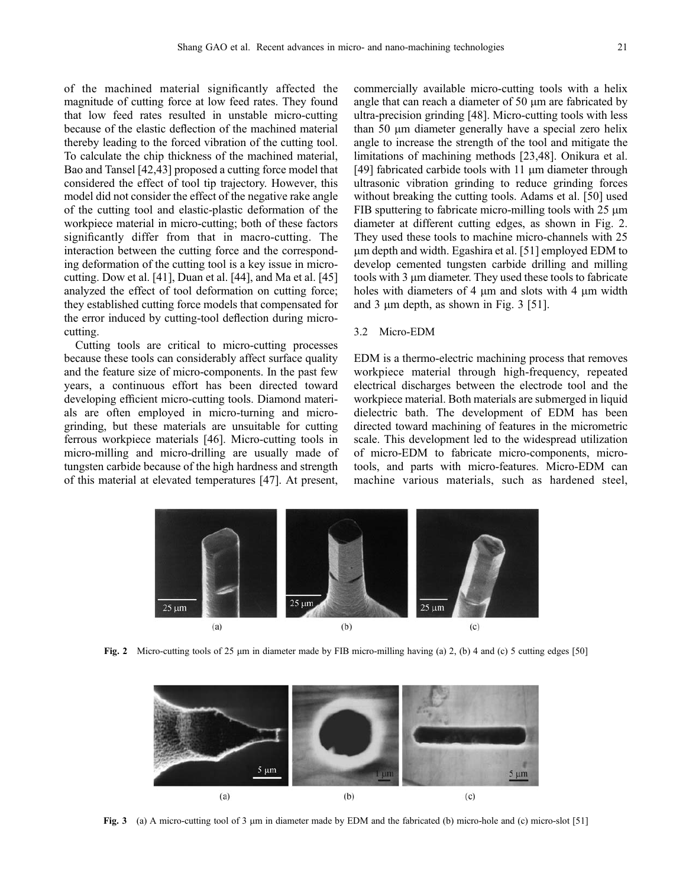of the machined material significantly affected the magnitude of cutting force at low feed rates. They found that low feed rates resulted in unstable micro-cutting because of the elastic deflection of the machined material thereby leading to the forced vibration of the cutting tool. To calculate the chip thickness of the machined material, Bao and Tansel [42,43] proposed a cutting force model that considered the effect of tool tip trajectory. However, this model did not consider the effect of the negative rake angle of the cutting tool and elastic-plastic deformation of the workpiece material in micro-cutting; both of these factors significantly differ from that in macro-cutting. The interaction between the cutting force and the corresponding deformation of the cutting tool is a key issue in micro-cutting. Dow et al. [41], Duan et al. [44], and Ma et al. [45] analyzed the effect of tool deformation on cutting force; they established cutting force models that compensated for the error induced by cutting-tool deflection during micro-cutting.

Cutting tools are critical to micro-cutting processes because these tools can considerably affect surface quality and the feature size of micro-components. In the past few years, a continuous effort has been directed toward developing efficient micro-cutting tools. Diamond materials are often employed in micro-turning and micro-grinding, but these materials are unsuitable for cutting ferrous workpiece materials [46]. Micro-cutting tools in micro-milling and micro-drilling are usually made of tungsten carbide because of the high hardness and strength of this material at elevated temperatures [47]. At present, commercially available micro-cutting tools with a helix angle that can reach a diameter of 50 μm are fabricated by ultra-precision grinding [48]. Micro-cutting tools with less than 50 μm diameter generally have a special zero helix angle to increase the strength of the tool and mitigate the limitations of machining methods [23,48]. Onikura et al. [49] fabricated carbide tools with 11 μm diameter through ultrasonic vibration grinding to reduce grinding forces without breaking the cutting tools. Adams et al. [50] used FIB sputtering to fabricate micro-milling tools with 25 μm diameter at different cutting edges, as shown in Fig. 2. They used these tools to machine micro-channels with 25 μm depth and width. Egashira et al. [51] employed EDM to develop cemented tungsten carbide drilling and milling tools with 3 μm diameter. They used these tools to fabricate holes with diameters of 4 μm and slots with 4 μm width and 3 μm depth, as shown in Fig. 3 [51].

### 3.2 Micro-EDM

EDM is a thermo-electric machining process that removes workpiece material through high-frequency, repeated electrical discharges between the electrode tool and the workpiece material. Both materials are submerged in liquid dielectric bath. The development of EDM has been directed toward machining of features in the micrometric scale. This development led to the widespread utilization of micro-EDM to fabricate micro-components, micro-tools, and parts with micro-features. Micro-EDM can machine various materials, such as hardened steel,

**Fig. 2** Micro-cutting tools of 25 μm in diameter made by FIB micro-milling having (a) 2, (b) 4 and (c) 5 cutting edges [50]

**Fig. 3** (a) A micro-cutting tool of 3 μm in diameter made by EDM and the fabricated (b) micro-hole and (c) micro-slot [51]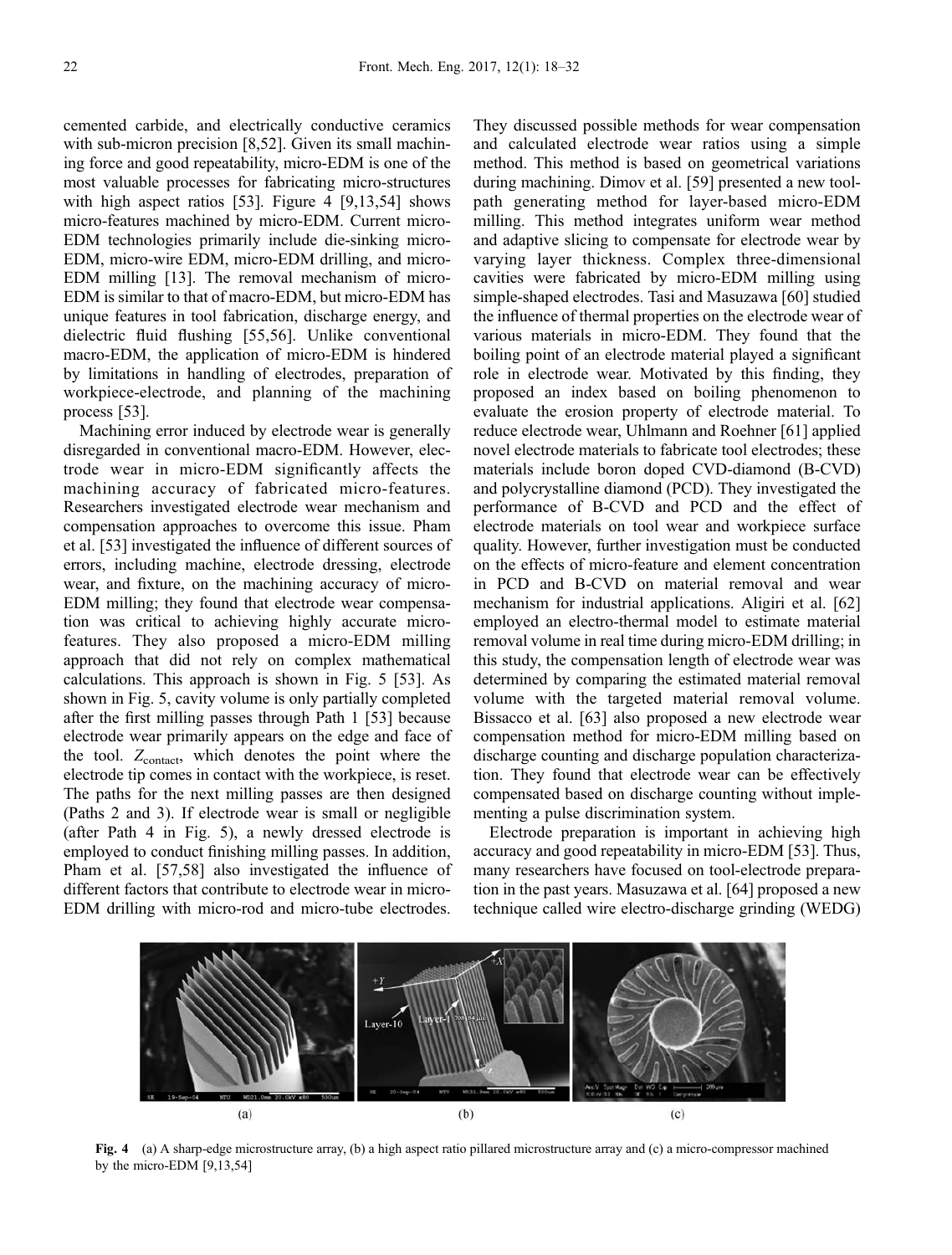cemented carbide, and electrically conductive ceramics with sub-micron precision [8,52]. Given its small machining force and good repeatability, micro-EDM is one of the most valuable processes for fabricating micro-structures with high aspect ratios [53]. Figure 4 [9,13,54] shows micro-features machined by micro-EDM. Current micro-EDM technologies primarily include die-sinking micro-EDM, micro-wire EDM, micro-EDM drilling, and micro-EDM milling [13]. The removal mechanism of micro-EDM is similar to that of macro-EDM, but micro-EDM has unique features in tool fabrication, discharge energy, and dielectric fluid flushing [55,56]. Unlike conventional macro-EDM, the application of micro-EDM is hindered by limitations in handling of electrodes, preparation of workpiece-electrode, and planning of the machining process [53].

Machining error induced by electrode wear is generally disregarded in conventional macro-EDM. However, electrode wear in micro-EDM significantly affects the machining accuracy of fabricated micro-features. Researchers investigated electrode wear mechanism and compensation approaches to overcome this issue. Pham et al. [53] investigated the influence of different sources of errors, including machine, electrode dressing, electrode wear, and fixture, on the machining accuracy of micro-EDM milling; they found that electrode wear compensation was critical to achieving highly accurate micro-features. They also proposed a micro-EDM milling approach that did not rely on complex mathematical calculations. This approach is shown in Fig. 5 [53]. As shown in Fig. 5, cavity volume is only partially completed after the first milling passes through Path 1 [53] because electrode wear primarily appears on the edge and face of the tool. $Z_{\text{contact}}$, which denotes the point where the electrode tip comes in contact with the workpiece, is reset. The paths for the next milling passes are then designed (Paths 2 and 3). If electrode wear is small or negligible (after Path 4 in Fig. 5), a newly dressed electrode is employed to conduct finishing milling passes. In addition, Pham et al. [57,58] also investigated the influence of different factors that contribute to electrode wear in micro-EDM drilling with micro-rod and micro-tube electrodes. They discussed possible methods for wear compensation and calculated electrode wear ratios using a simple method. This method is based on geometrical variations during machining. Dimov et al. [59] presented a new tool-path generating method for layer-based micro-EDM milling. This method integrates uniform wear method and adaptive slicing to compensate for electrode wear by varying layer thickness. Complex three-dimensional cavities were fabricated by micro-EDM milling using simple-shaped electrodes. Tasi and Masuzawa [60] studied the influence of thermal properties on the electrode wear of various materials in micro-EDM. They found that the boiling point of an electrode material played a significant role in electrode wear. Motivated by this finding, they proposed an index based on boiling phenomenon to evaluate the erosion property of electrode material. To reduce electrode wear, Uhlmann and Roehner [61] applied novel electrode materials to fabricate tool electrodes; these materials include boron doped CVD-diamond (B-CVD) and polycrystalline diamond (PCD). They investigated the performance of B-CVD and PCD and the effect of electrode materials on tool wear and workpiece surface quality. However, further investigation must be conducted on the effects of micro-feature and element concentration in PCD and B-CVD on material removal and wear mechanism for industrial applications. Aligiri et al. [62] employed an electro-thermal model to estimate material removal volume in real time during micro-EDM drilling; in this study, the compensation length of electrode wear was determined by comparing the estimated material removal volume with the targeted material removal volume. Bissacco et al. [63] also proposed a new electrode wear compensation method for micro-EDM milling based on discharge counting and discharge population characterization. They found that electrode wear can be effectively compensated based on discharge counting without implementing a pulse discrimination system.

Electrode preparation is important in achieving high accuracy and good repeatability in micro-EDM [53]. Thus, many researchers have focused on tool-electrode preparation in the past years. Masuzawa et al. [64] proposed a new technique called wire electro-discharge grinding (WEDG)

**Fig. 4** (a) A sharp-edge microstructure array, (b) a high aspect ratio pillared microstructure array and (c) a micro-compressor machined by the micro-EDM [9,13,54]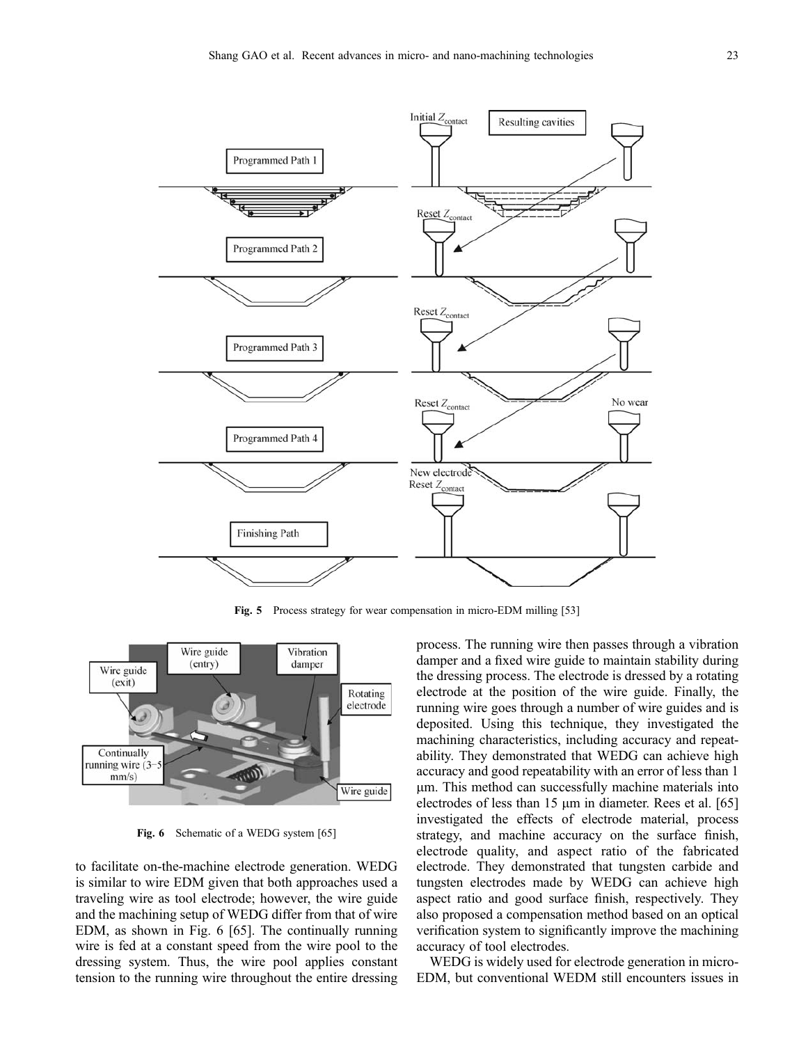Fig. 5 Process strategy for wear compensation in micro-EDM milling [53]

Fig. 6 Schematic of a WEDG system [65]

to facilitate on-the-machine electrode generation. WEDG is similar to wire EDM given that both approaches used a traveling wire as tool electrode; however, the wire guide and the machining setup of WEDG differ from that of wire EDM, as shown in Fig. 6 [65]. The continually running wire is fed at a constant speed from the wire pool to the dressing system. Thus, the wire pool applies constant tension to the running wire throughout the entire dressing process. The running wire then passes through a vibration damper and a fixed wire guide to maintain stability during the dressing process. The electrode is dressed by a rotating electrode at the position of the wire guide. Finally, the running wire goes through a number of wire guides and is deposited. Using this technique, they investigated the machining characteristics, including accuracy and repeatability. They demonstrated that WEDG can achieve high accuracy and good repeatability with an error of less than 1 μm. This method can successfully machine materials into electrodes of less than 15 μm in diameter. Rees et al. [65] investigated the effects of electrode material, process strategy, and machine accuracy on the surface finish, electrode quality, and aspect ratio of the fabricated electrode. They demonstrated that tungsten carbide and tungsten electrodes made by WEDG can achieve high aspect ratio and good surface finish, respectively. They also proposed a compensation method based on an optical verification system to significantly improve the machining accuracy of tool electrodes.

WEDG is widely used for electrode generation in micro-EDM, but conventional WEDM still encounters issues in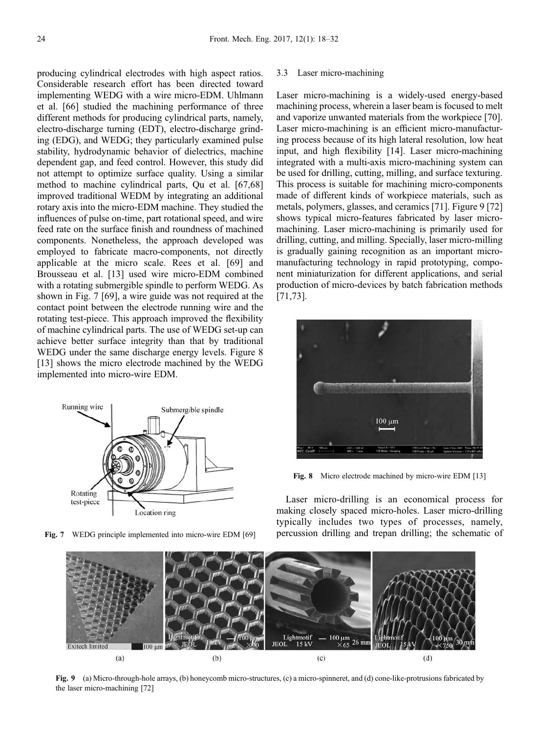producing cylindrical electrodes with high aspect ratios. Considerable research effort has been directed toward implementing WEDG with a wire micro-EDM. Uhlmann et al. [66] studied the machining performance of three different methods for producing cylindrical parts, namely, electro-discharge turning (EDT), electro-discharge grinding (EDG), and WEDG; they particularly examined pulse stability, hydrodynamic behavior of dielectrics, machine dependent gap, and feed control. However, this study did not attempt to optimize surface quality. Using a similar method to machine cylindrical parts, Qu et al. [67,68] improved traditional WEDM by integrating an additional rotary axis into the micro-EDM machine. They studied the influences of pulse on-time, part rotational speed, and wire feed rate on the surface finish and roundness of machined components. Nonetheless, the approach developed was employed to fabricate macro-components, not directly applicable at the micro scale. Rees et al. [69] and Brousseau et al. [13] used wire micro-EDM combined with a rotating submergible spindle to perform WEDG. As shown in Fig. 7 [69], a wire guide was not required at the contact point between the electrode running wire and the rotating test-piece. This approach improved the flexibility of machine cylindrical parts. The use of WEDG set-up can achieve better surface integrity than that by traditional WEDG under the same discharge energy levels. Figure 8 [13] shows the micro electrode machined by the WEDG implemented into micro-wire EDM.

**Fig. 7** WEDG principle implemented into micro-wire EDM [69]

### 3.3 Laser micro-machining

Laser micro-machining is a widely-used energy-based machining process, wherein a laser beam is focused to melt and vaporize unwanted materials from the workpiece [70]. Laser micro-machining is an efficient micro-manufacturing process because of its high lateral resolution, low heat input, and high flexibility [14]. Laser micro-machining integrated with a multi-axis micro-machining system can be used for drilling, cutting, milling, and surface texturing. This process is suitable for machining micro-components made of different kinds of workpiece materials, such as metals, polymers, glasses, and ceramics [71]. Figure 9 [72] shows typical micro-features fabricated by laser micro-machining. Laser micro-machining is primarily used for drilling, cutting, and milling. Specially, laser micro-milling is gradually gaining recognition as an important micro-manufacturing technology in rapid prototyping, component miniaturization for different applications, and serial production of micro-devices by batch fabrication methods [71,73].

**Fig. 8** Micro electrode machined by micro-wire EDM [13]

Laser micro-drilling is an economical process for making closely spaced micro-holes. Laser micro-drilling typically includes two types of processes, namely, percussion drilling and trepan drilling; the schematic of

**Fig. 9** (a) Micro-through-hole arrays, (b) honeycomb micro-structures, (c) a micro-spinneret, and (d) cone-like-protrusions fabricated by the laser micro-machining [72]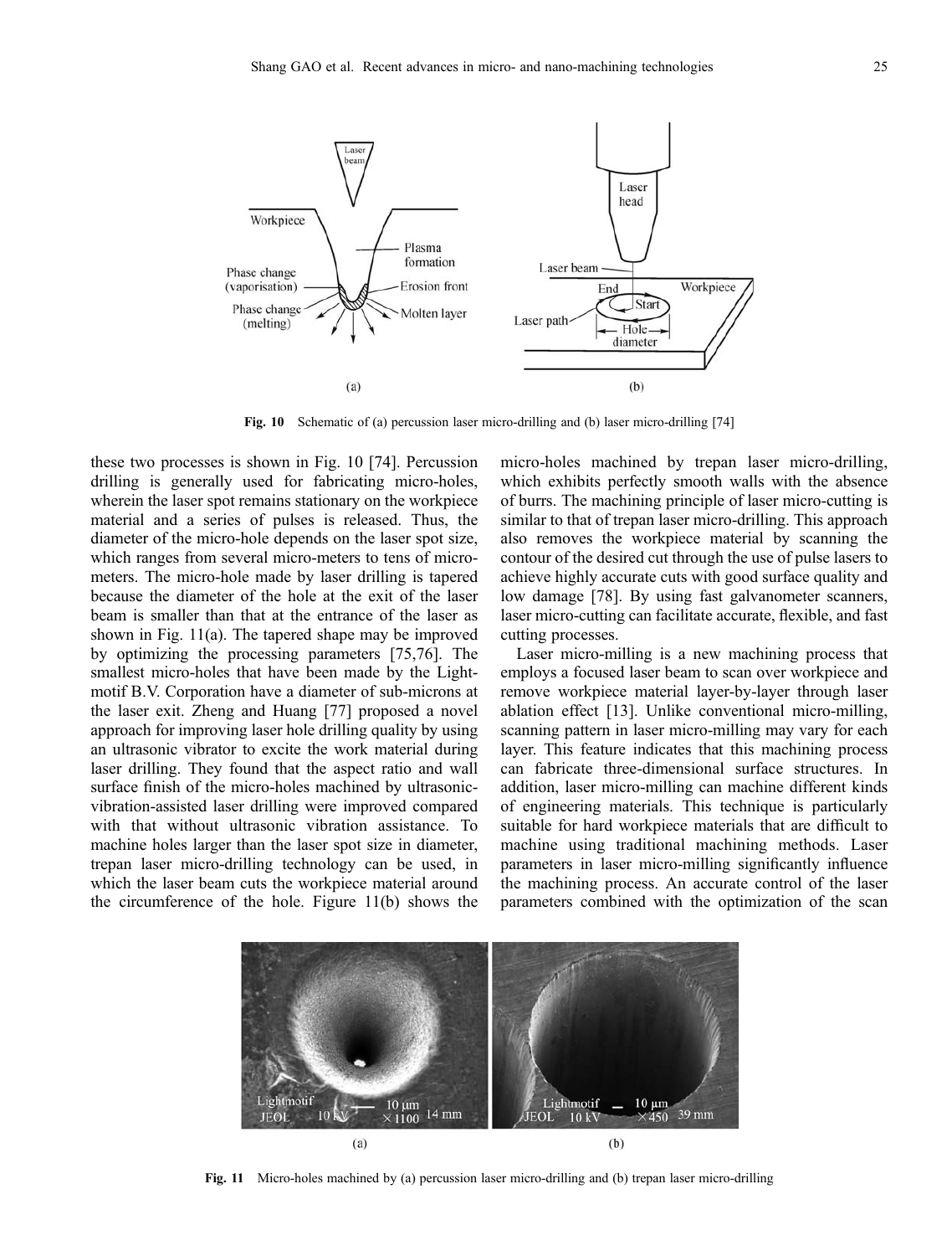Fig. 10 Schematic of (a) percussion laser micro-drilling and (b) laser micro-drilling [74]

these two processes is shown in Fig. 10 [74]. Percussion drilling is generally used for fabricating micro-holes, wherein the laser spot remains stationary on the workpiece material and a series of pulses is released. Thus, the diameter of the micro-hole depends on the laser spot size, which ranges from several micro-meters to tens of micrometers. The micro-hole made by laser drilling is tapered because the diameter of the hole at the exit of the laser beam is smaller than that at the entrance of the laser as shown in Fig. 11(a). The tapered shape may be improved by optimizing the processing parameters [75,76]. The smallest micro-holes that have been made by the Lightmotif B.V. Corporation have a diameter of sub-microns at the laser exit. Zheng and Huang [77] proposed a novel approach for improving laser hole drilling quality by using an ultrasonic vibrator to excite the work material during laser drilling. They found that the aspect ratio and wall surface finish of the micro-holes machined by ultrasonic-vibration-assisted laser drilling were improved compared with that without ultrasonic vibration assistance. To machine holes larger than the laser spot size in diameter, trepan laser micro-drilling technology can be used, in which the laser beam cuts the workpiece material around the circumference of the hole. Figure 11(b) shows the micro-holes machined by trepan laser micro-drilling, which exhibits perfectly smooth walls with the absence of burrs. The machining principle of laser micro-cutting is similar to that of trepan laser micro-drilling. This approach also removes the workpiece material by scanning the contour of the desired cut through the use of pulse lasers to achieve highly accurate cuts with good surface quality and low damage [78]. By using fast galvanometer scanners, laser micro-cutting can facilitate accurate, flexible, and fast cutting processes.

Laser micro-milling is a new machining process that employs a focused laser beam to scan over workpiece and remove workpiece material layer-by-layer through laser ablation effect [13]. Unlike conventional micro-milling, scanning pattern in laser micro-milling may vary for each layer. This feature indicates that this machining process can fabricate three-dimensional surface structures. In addition, laser micro-milling can machine different kinds of engineering materials. This technique is particularly suitable for hard workpiece materials that are difficult to machine using traditional machining methods. Laser parameters in laser micro-milling significantly influence the machining process. An accurate control of the laser parameters combined with the optimization of the scan

Fig. 11 Micro-holes machined by (a) percussion laser micro-drilling and (b) trepan laser micro-drilling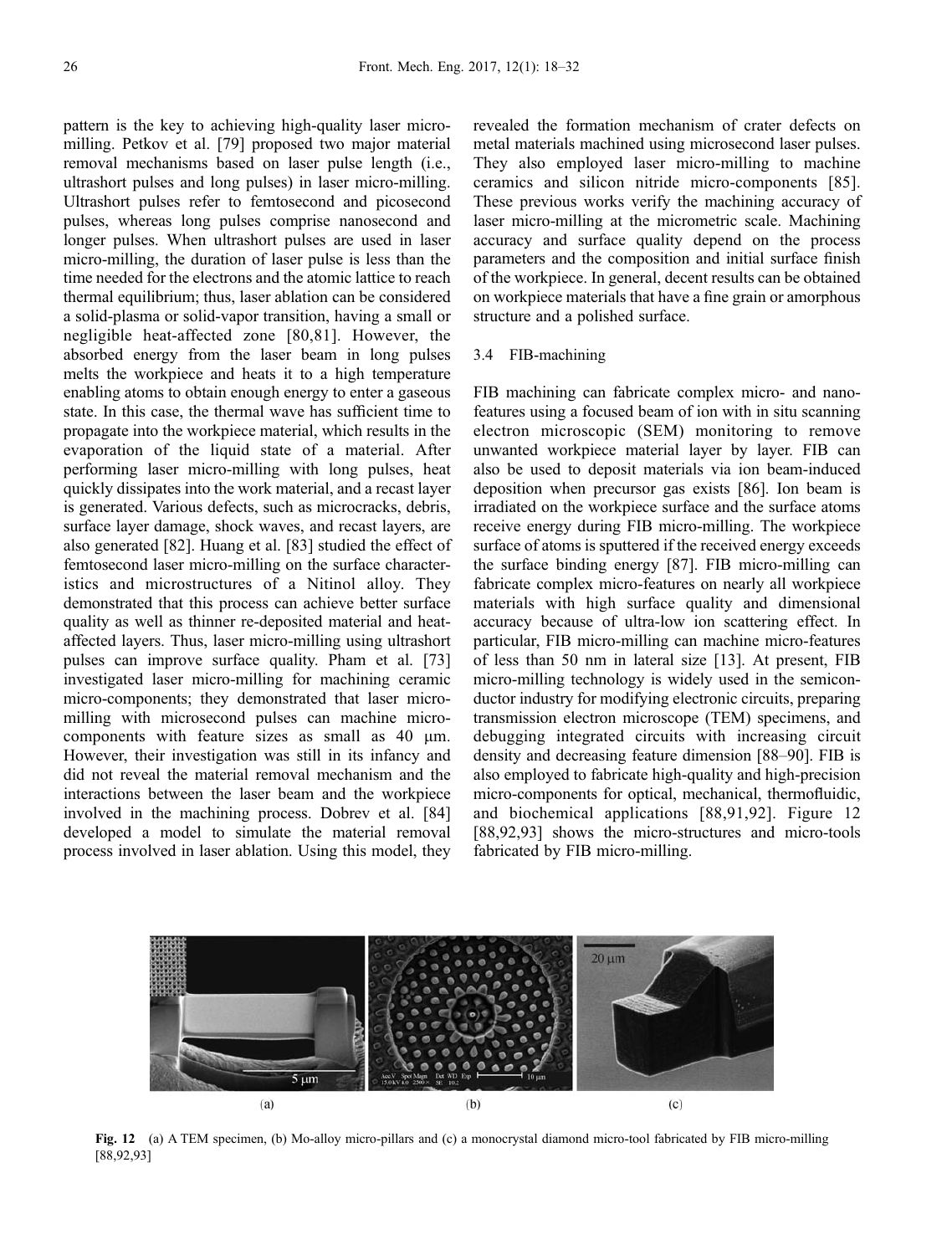pattern is the key to achieving high-quality laser micro-milling. Petkov et al. [79] proposed two major material removal mechanisms based on laser pulse length (i.e., ultrashort pulses and long pulses) in laser micro-milling. Ultrashort pulses refer to femtosecond and picosecond pulses, whereas long pulses comprise nanosecond and longer pulses. When ultrashort pulses are used in laser micro-milling, the duration of laser pulse is less than the time needed for the electrons and the atomic lattice to reach thermal equilibrium; thus, laser ablation can be considered a solid-plasma or solid-vapor transition, having a small or negligible heat-affected zone [80,81]. However, the absorbed energy from the laser beam in long pulses melts the workpiece and heats it to a high temperature enabling atoms to obtain enough energy to enter a gaseous state. In this case, the thermal wave has sufficient time to propagate into the workpiece material, which results in the evaporation of the liquid state of a material. After performing laser micro-milling with long pulses, heat quickly dissipates into the work material, and a recast layer is generated. Various defects, such as microcracks, debris, surface layer damage, shock waves, and recast layers, are also generated [82]. Huang et al. [83] studied the effect of femtosecond laser micro-milling on the surface characteristics and microstructures of a Nitinol alloy. They demonstrated that this process can achieve better surface quality as well as thinner re-deposited material and heat-affected layers. Thus, laser micro-milling using ultrashort pulses can improve surface quality. Pham et al. [73] investigated laser micro-milling for machining ceramic micro-components; they demonstrated that laser micro-milling with microsecond pulses can machine micro-components with feature sizes as small as 40 μm. However, their investigation was still in its infancy and did not reveal the material removal mechanism and the interactions between the laser beam and the workpiece involved in the machining process. Dobrev et al. [84] developed a model to simulate the material removal process involved in laser ablation. Using this model, they revealed the formation mechanism of crater defects on metal materials machined using microsecond laser pulses. They also employed laser micro-milling to machine ceramics and silicon nitride micro-components [85]. These previous works verify the machining accuracy of laser micro-milling at the micrometric scale. Machining accuracy and surface quality depend on the process parameters and the composition and initial surface finish of the workpiece. In general, decent results can be obtained on workpiece materials that have a fine grain or amorphous structure and a polished surface.

### 3.4 FIB-machining

FIB machining can fabricate complex micro- and nano-features using a focused beam of ion with in situ scanning electron microscopic (SEM) monitoring to remove unwanted workpiece material layer by layer. FIB can also be used to deposit materials via ion beam-induced deposition when precursor gas exists [86]. Ion beam is irradiated on the workpiece surface and the surface atoms receive energy during FIB micro-milling. The workpiece surface of atoms is sputtered if the received energy exceeds the surface binding energy [87]. FIB micro-milling can fabricate complex micro-features on nearly all workpiece materials with high surface quality and dimensional accuracy because of ultra-low ion scattering effect. In particular, FIB micro-milling can machine micro-features of less than 50 nm in lateral size [13]. At present, FIB micro-milling technology is widely used in the semiconductor industry for modifying electronic circuits, preparing transmission electron microscope (TEM) specimens, and debugging integrated circuits with increasing circuit density and decreasing feature dimension [88–90]. FIB is also employed to fabricate high-quality and high-precision micro-components for optical, mechanical, thermofluidic, and biochemical applications [88,91,92]. Figure 12 [88,92,93] shows the micro-structures and micro-tools fabricated by FIB micro-milling.

**Fig. 12** (a) A TEM specimen, (b) Mo-alloy micro-pillars and (c) a monocrystal diamond micro-tool fabricated by FIB micro-milling [88,92,93]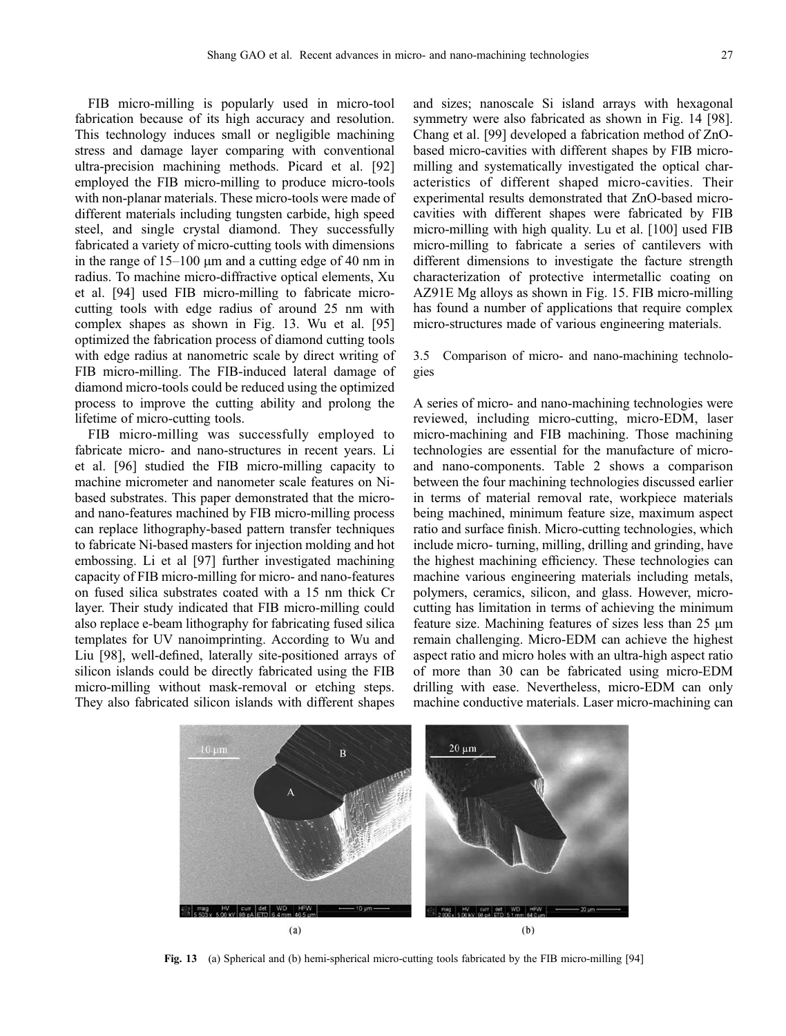FIB micro-milling is popularly used in micro-tool fabrication because of its high accuracy and resolution. This technology induces small or negligible machining stress and damage layer comparing with conventional ultra-precision machining methods. Picard et al. [92] employed the FIB micro-milling to produce micro-tools with non-planar materials. These micro-tools were made of different materials including tungsten carbide, high speed steel, and single crystal diamond. They successfully fabricated a variety of micro-cutting tools with dimensions in the range of 15–100 μm and a cutting edge of 40 nm in radius. To machine micro-diffractive optical elements, Xu et al. [94] used FIB micro-milling to fabricate micro-cutting tools with edge radius of around 25 nm with complex shapes as shown in Fig. 13. Wu et al. [95] optimized the fabrication process of diamond cutting tools with edge radius at nanometric scale by direct writing of FIB micro-milling. The FIB-induced lateral damage of diamond micro-tools could be reduced using the optimized process to improve the cutting ability and prolong the lifetime of micro-cutting tools.

FIB micro-milling was successfully employed to fabricate micro- and nano-structures in recent years. Li et al. [96] studied the FIB micro-milling capacity to machine micrometer and nanometer scale features on Ni-based substrates. This paper demonstrated that the micro- and nano-features machined by FIB micro-milling process can replace lithography-based pattern transfer techniques to fabricate Ni-based masters for injection molding and hot embossing. Li et al [97] further investigated machining capacity of FIB micro-milling for micro- and nano-features on fused silica substrates coated with a 15 nm thick Cr layer. Their study indicated that FIB micro-milling could also replace e-beam lithography for fabricating fused silica templates for UV nanoimprinting. According to Wu and Liu [98], well-defined, laterally site-positioned arrays of silicon islands could be directly fabricated using the FIB micro-milling without mask-removal or etching steps. They also fabricated silicon islands with different shapes and sizes; nanoscale Si island arrays with hexagonal symmetry were also fabricated as shown in Fig. 14 [98]. Chang et al. [99] developed a fabrication method of ZnO-based micro-cavities with different shapes by FIB micro-milling and systematically investigated the optical characteristics of different shaped micro-cavities. Their experimental results demonstrated that ZnO-based micro-cavities with different shapes were fabricated by FIB micro-milling with high quality. Lu et al. [100] used FIB micro-milling to fabricate a series of cantilevers with different dimensions to investigate the facture strength characterization of protective intermetallic coating on AZ91E Mg alloys as shown in Fig. 15. FIB micro-milling has found a number of applications that require complex micro-structures made of various engineering materials.

### 3.5 Comparison of micro- and nano-machining technologies

A series of micro- and nano-machining technologies were reviewed, including micro-cutting, micro-EDM, laser micro-machining and FIB machining. Those machining technologies are essential for the manufacture of micro- and nano-components. Table 2 shows a comparison between the four machining technologies discussed earlier in terms of material removal rate, workpiece materials being machined, minimum feature size, maximum aspect ratio and surface finish. Micro-cutting technologies, which include micro- turning, milling, drilling and grinding, have the highest machining efficiency. These technologies can machine various engineering materials including metals, polymers, ceramics, silicon, and glass. However, micro-cutting has limitation in terms of achieving the minimum feature size. Machining features of sizes less than 25 μm remain challenging. Micro-EDM can achieve the highest aspect ratio and micro holes with an ultra-high aspect ratio of more than 30 can be fabricated using micro-EDM drilling with ease. Nevertheless, micro-EDM can only machine conductive materials. Laser micro-machining can

**Fig. 13** (a) Spherical and (b) hemi-spherical micro-cutting tools fabricated by the FIB micro-milling [94]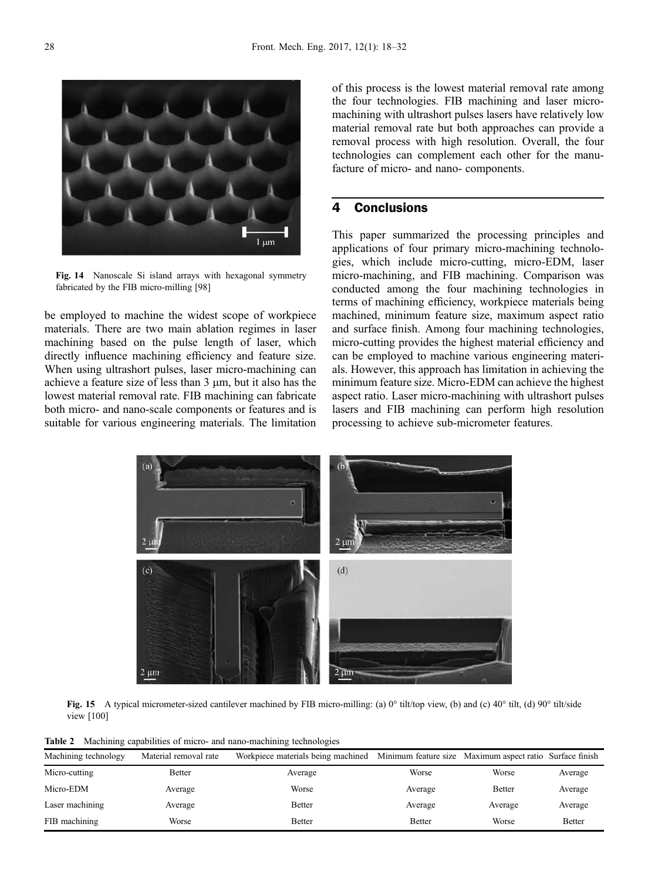Fig. 14 Nanoscale Si island arrays with hexagonal symmetry fabricated by the FIB micro-milling [98]

be employed to machine the widest scope of workpiece materials. There are two main ablation regimes in laser machining based on the pulse length of laser, which directly influence machining efficiency and feature size. When using ultrashort pulses, laser micro-machining can achieve a feature size of less than 3 μm, but it also has the lowest material removal rate. FIB machining can fabricate both micro- and nano-scale components or features and is suitable for various engineering materials. The limitation of this process is the lowest material removal rate among the four technologies. FIB machining and laser micro-machining with ultrashort pulses lasers have relatively low material removal rate but both approaches can provide a removal process with high resolution. Overall, the four technologies can complement each other for the manufacture of micro- and nano- components.

## 4 Conclusions

This paper summarized the processing principles and applications of four primary micro-machining technologies, which include micro-cutting, micro-EDM, laser micro-machining, and FIB machining. Comparison was conducted among the four machining technologies in terms of machining efficiency, workpiece materials being machined, minimum feature size, maximum aspect ratio and surface finish. Among four machining technologies, micro-cutting provides the highest material efficiency and can be employed to machine various engineering materials. However, this approach has limitation in achieving the minimum feature size. Micro-EDM can achieve the highest aspect ratio. Laser micro-machining with ultrashort pulses lasers and FIB machining can perform high resolution processing to achieve sub-micrometer features.

Fig. 15 A typical micrometer-sized cantilever machined by FIB micro-milling: (a) 0° tilt/top view, (b) and (c) 40° tilt, (d) 90° tilt/side view [100]

**Table 2** Machining capabilities of micro- and nano-machining technologies

| Machining technology | Material removal rate | Workpiece materials being machined | Minimum feature size | Maximum aspect ratio | Surface finish |
|---|---|---|---|---|---|
| Micro-cutting | Better | Average | Worse | Worse | Average |
| Micro-EDM | Average | Worse | Average | Better | Average |
| Laser machining | Average | Better | Average | Average | Average |
| FIB machining | Worse | Better | Better | Worse | Better |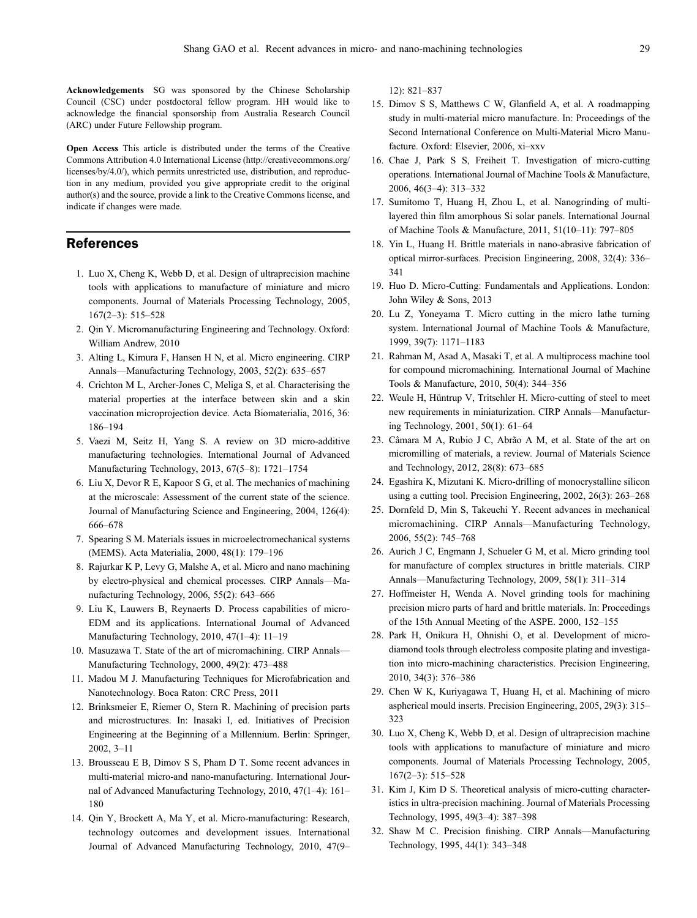**Acknowledgements** SG was sponsored by the Chinese Scholarship Council (CSC) under postdoctoral fellow program. HH would like to acknowledge the financial sponsorship from Australia Research Council (ARC) under Future Fellowship program.

**Open Access** This article is distributed under the terms of the Creative Commons Attribution 4.0 International License (http://creativecommons.org/licenses/by/4.0/), which permits unrestricted use, distribution, and reproduction in any medium, provided you give appropriate credit to the original author(s) and the source, provide a link to the Creative Commons license, and indicate if changes were made.

## References

1. Luo X, Cheng K, Webb D, et al. Design of ultraprecision machine tools with applications to manufacture of miniature and micro components. Journal of Materials Processing Technology, 2005, 167(2–3): 515–528
2. Qin Y. Micromanufacturing Engineering and Technology. Oxford: William Andrew, 2010
3. Alting L, Kimura F, Hansen H N, et al. Micro engineering. CIRP Annals—Manufacturing Technology, 2003, 52(2): 635–657
4. Crichton M L, Archer-Jones C, Meliga S, et al. Characterising the material properties at the interface between skin and a skin vaccination microprojection device. Acta Biomaterialia, 2016, 36: 186–194
5. Vaezi M, Seitz H, Yang S. A review on 3D micro-additive manufacturing technologies. International Journal of Advanced Manufacturing Technology, 2013, 67(5–8): 1721–1754
6. Liu X, Devor R E, Kapoor S G, et al. The mechanics of machining at the microscale: Assessment of the current state of the science. Journal of Manufacturing Science and Engineering, 2004, 126(4): 666–678
7. Spearing S M. Materials issues in microelectromechanical systems (MEMS). Acta Materialia, 2000, 48(1): 179–196
8. Rajurkar K P, Levy G, Malshe A, et al. Micro and nano machining by electro-physical and chemical processes. CIRP Annals—Manufacturing Technology, 2006, 55(2): 643–666
9. Liu K, Lauwers B, Reynaerts D. Process capabilities of micro-EDM and its applications. International Journal of Advanced Manufacturing Technology, 2010, 47(1–4): 11–19
10. Masuzawa T. State of the art of micromachining. CIRP Annals—Manufacturing Technology, 2000, 49(2): 473–488
11. Madou M J. Manufacturing Techniques for Microfabrication and Nanotechnology. Boca Raton: CRC Press, 2011
12. Brinksmeier E, Riemer O, Stern R. Machining of precision parts and microstructures. In: Inasaki I, ed. Initiatives of Precision Engineering at the Beginning of a Millennium. Berlin: Springer, 2002, 3–11
13. Brousseau E B, Dimov S S, Pham D T. Some recent advances in multi-material micro-and nano-manufacturing. International Journal of Advanced Manufacturing Technology, 2010, 47(1–4): 161–180
14. Qin Y, Brockett A, Ma Y, et al. Micro-manufacturing: Research, technology outcomes and development issues. International Journal of Advanced Manufacturing Technology, 2010, 47(9–12): 821–837
15. Dimov S S, Matthews C W, Glanfield A, et al. A roadmapping study in multi-material micro manufacture. In: Proceedings of the Second International Conference on Multi-Material Micro Manufacture. Oxford: Elsevier, 2006, xi–xxv
16. Chae J, Park S S, Freiheit T. Investigation of micro-cutting operations. International Journal of Machine Tools & Manufacture, 2006, 46(3–4): 313–332
17. Sumitomo T, Huang H, Zhou L, et al. Nanogrinding of multi-layered thin film amorphous Si solar panels. International Journal of Machine Tools & Manufacture, 2011, 51(10–11): 797–805
18. Yin L, Huang H. Brittle materials in nano-abrasive fabrication of optical mirror-surfaces. Precision Engineering, 2008, 32(4): 336–341
19. Huo D. Micro-Cutting: Fundamentals and Applications. London: John Wiley & Sons, 2013
20. Lu Z, Yoneyama T. Micro cutting in the micro lathe turning system. International Journal of Machine Tools & Manufacture, 1999, 39(7): 1171–1183
21. Rahman M, Asad A, Masaki T, et al. A multiprocess machine tool for compound micromachining. International Journal of Machine Tools & Manufacture, 2010, 50(4): 344–356
22. Weule H, Hüntrup V, Tritschler H. Micro-cutting of steel to meet new requirements in miniaturization. CIRP Annals—Manufacturing Technology, 2001, 50(1): 61–64
23. Câmara M A, Rubio J C, Abrão A M, et al. State of the art on micromilling of materials, a review. Journal of Materials Science and Technology, 2012, 28(8): 673–685
24. Egashira K, Mizutani K. Micro-drilling of monocrystalline silicon using a cutting tool. Precision Engineering, 2002, 26(3): 263–268
25. Dornfeld D, Min S, Takeuchi Y. Recent advances in mechanical micromachining. CIRP Annals—Manufacturing Technology, 2006, 55(2): 745–768
26. Aurich J C, Engmann J, Schueler G M, et al. Micro grinding tool for manufacture of complex structures in brittle materials. CIRP Annals—Manufacturing Technology, 2009, 58(1): 311–314
27. Hoffmeister H, Wenda A. Novel grinding tools for machining precision micro parts of hard and brittle materials. In: Proceedings of the 15th Annual Meeting of the ASPE. 2000, 152–155
28. Park H, Onikura H, Ohnishi O, et al. Development of micro-diamond tools through electroless composite plating and investigation into micro-machining characteristics. Precision Engineering, 2010, 34(3): 376–386
29. Chen W K, Kuriyagawa T, Huang H, et al. Machining of micro aspherical mould inserts. Precision Engineering, 2005, 29(3): 315–323
30. Luo X, Cheng K, Webb D, et al. Design of ultraprecision machine tools with applications to manufacture of miniature and micro components. Journal of Materials Processing Technology, 2005, 167(2–3): 515–528
31. Kim J, Kim D S. Theoretical analysis of micro-cutting characteristics in ultra-precision machining. Journal of Materials Processing Technology, 1995, 49(3–4): 387–398
32. Shaw M C. Precision finishing. CIRP Annals—Manufacturing Technology, 1995, 44(1): 343–348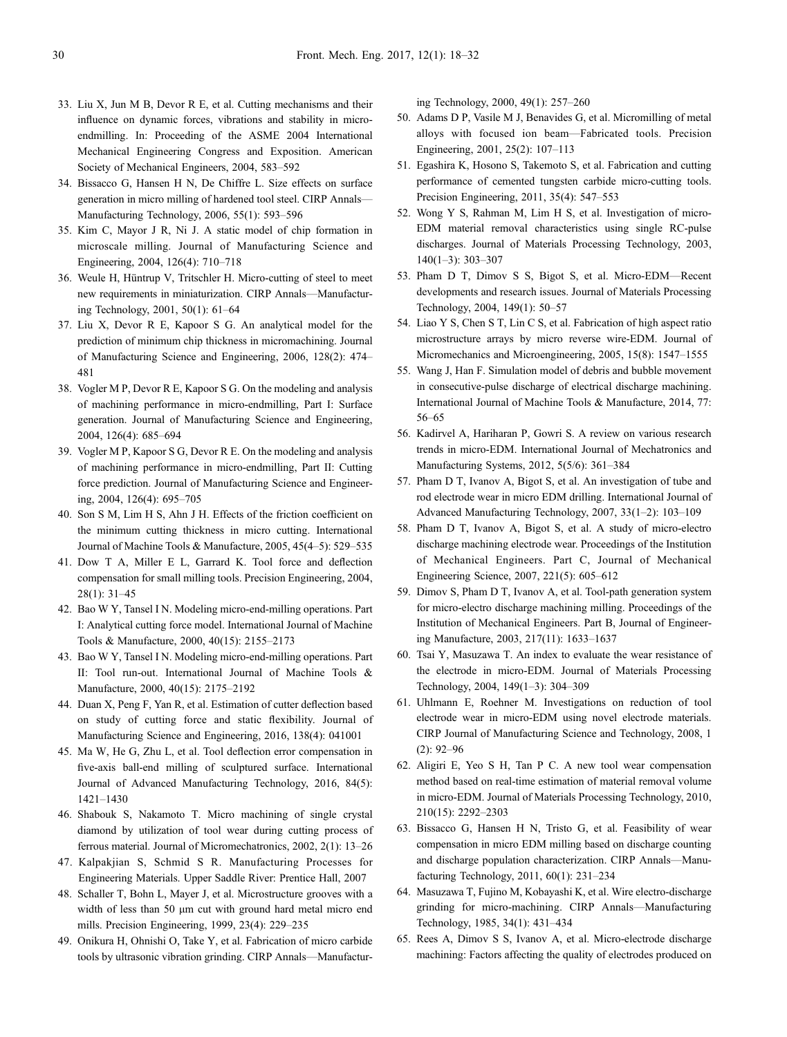33. Liu X, Jun M B, Devor R E, et al. Cutting mechanisms and their influence on dynamic forces, vibrations and stability in micro-endmilling. In: Proceeding of the ASME 2004 International Mechanical Engineering Congress and Exposition. American Society of Mechanical Engineers, 2004, 583–592
34. Bissacco G, Hansen H N, De Chiffre L. Size effects on surface generation in micro milling of hardened tool steel. CIRP Annals—Manufacturing Technology, 2006, 55(1): 593–596
35. Kim C, Mayor J R, Ni J. A static model of chip formation in microscale milling. Journal of Manufacturing Science and Engineering, 2004, 126(4): 710–718
36. Weule H, Hüntrup V, Tritschler H. Micro-cutting of steel to meet new requirements in miniaturization. CIRP Annals—Manufacturing Technology, 2001, 50(1): 61–64
37. Liu X, Devor R E, Kapoor S G. An analytical model for the prediction of minimum chip thickness in micromachining. Journal of Manufacturing Science and Engineering, 2006, 128(2): 474–481
38. Vogler M P, Devor R E, Kapoor S G. On the modeling and analysis of machining performance in micro-endmilling, Part I: Surface generation. Journal of Manufacturing Science and Engineering, 2004, 126(4): 685–694
39. Vogler M P, Kapoor S G, Devor R E. On the modeling and analysis of machining performance in micro-endmilling, Part II: Cutting force prediction. Journal of Manufacturing Science and Engineering, 2004, 126(4): 695–705
40. Son S M, Lim H S, Ahn J H. Effects of the friction coefficient on the minimum cutting thickness in micro cutting. International Journal of Machine Tools & Manufacture, 2005, 45(4–5): 529–535
41. Dow T A, Miller E L, Garrard K. Tool force and deflection compensation for small milling tools. Precision Engineering, 2004, 28(1): 31–45
42. Bao W Y, Tansel I N. Modeling micro-end-milling operations. Part I: Analytical cutting force model. International Journal of Machine Tools & Manufacture, 2000, 40(15): 2155–2173
43. Bao W Y, Tansel I N. Modeling micro-end-milling operations. Part II: Tool run-out. International Journal of Machine Tools & Manufacture, 2000, 40(15): 2175–2192
44. Duan X, Peng F, Yan R, et al. Estimation of cutter deflection based on study of cutting force and static flexibility. Journal of Manufacturing Science and Engineering, 2016, 138(4): 041001
45. Ma W, He G, Zhu L, et al. Tool deflection error compensation in five-axis ball-end milling of sculptured surface. International Journal of Advanced Manufacturing Technology, 2016, 84(5): 1421–1430
46. Shabouk S, Nakamoto T. Micro machining of single crystal diamond by utilization of tool wear during cutting process of ferrous material. Journal of Micromechatronics, 2002, 2(1): 13–26
47. Kalpakjian S, Schmid S R. Manufacturing Processes for Engineering Materials. Upper Saddle River: Prentice Hall, 2007
48. Schaller T, Bohn L, Mayer J, et al. Microstructure grooves with a width of less than 50 μm cut with ground hard metal micro end mills. Precision Engineering, 1999, 23(4): 229–235
49. Onikura H, Ohnishi O, Take Y, et al. Fabrication of micro carbide tools by ultrasonic vibration grinding. CIRP Annals—Manufacturing Technology, 2000, 49(1): 257–260
50. Adams D P, Vasile M J, Benavides G, et al. Micromilling of metal alloys with focused ion beam—Fabricated tools. Precision Engineering, 2001, 25(2): 107–113
51. Egashira K, Hosono S, Takemoto S, et al. Fabrication and cutting performance of cemented tungsten carbide micro-cutting tools. Precision Engineering, 2011, 35(4): 547–553
52. Wong Y S, Rahman M, Lim H S, et al. Investigation of micro-EDM material removal characteristics using single RC-pulse discharges. Journal of Materials Processing Technology, 2003, 140(1–3): 303–307
53. Pham D T, Dimov S S, Bigot S, et al. Micro-EDM—Recent developments and research issues. Journal of Materials Processing Technology, 2004, 149(1): 50–57
54. Liao Y S, Chen S T, Lin C S, et al. Fabrication of high aspect ratio microstructure arrays by micro reverse wire-EDM. Journal of Micromechanics and Microengineering, 2005, 15(8): 1547–1555
55. Wang J, Han F. Simulation model of debris and bubble movement in consecutive-pulse discharge of electrical discharge machining. International Journal of Machine Tools & Manufacture, 2014, 77: 56–65
56. Kadirvel A, Hariharan P, Gowri S. A review on various research trends in micro-EDM. International Journal of Mechatronics and Manufacturing Systems, 2012, 5(5/6): 361–384
57. Pham D T, Ivanov A, Bigot S, et al. An investigation of tube and rod electrode wear in micro EDM drilling. International Journal of Advanced Manufacturing Technology, 2007, 33(1–2): 103–109
58. Pham D T, Ivanov A, Bigot S, et al. A study of micro-electro discharge machining electrode wear. Proceedings of the Institution of Mechanical Engineers. Part C, Journal of Mechanical Engineering Science, 2007, 221(5): 605–612
59. Dimov S, Pham D T, Ivanov A, et al. Tool-path generation system for micro-electro discharge machining milling. Proceedings of the Institution of Mechanical Engineers. Part B, Journal of Engineering Manufacture, 2003, 217(11): 1633–1637
60. Tsai Y, Masuzawa T. An index to evaluate the wear resistance of the electrode in micro-EDM. Journal of Materials Processing Technology, 2004, 149(1–3): 304–309
61. Uhlmann E, Roehner M. Investigations on reduction of tool electrode wear in micro-EDM using novel electrode materials. CIRP Journal of Manufacturing Science and Technology, 2008, 1 (2): 92–96
62. Aligiri E, Yeo S H, Tan P C. A new tool wear compensation method based on real-time estimation of material removal volume in micro-EDM. Journal of Materials Processing Technology, 2010, 210(15): 2292–2303
63. Bissacco G, Hansen H N, Tristo G, et al. Feasibility of wear compensation in micro EDM milling based on discharge counting and discharge population characterization. CIRP Annals—Manufacturing Technology, 2011, 60(1): 231–234
64. Masuzawa T, Fujino M, Kobayashi K, et al. Wire electro-discharge grinding for micro-machining. CIRP Annals—Manufacturing Technology, 1985, 34(1): 431–434
65. Rees A, Dimov S S, Ivanov A, et al. Micro-electrode discharge machining: Factors affecting the quality of electrodes produced on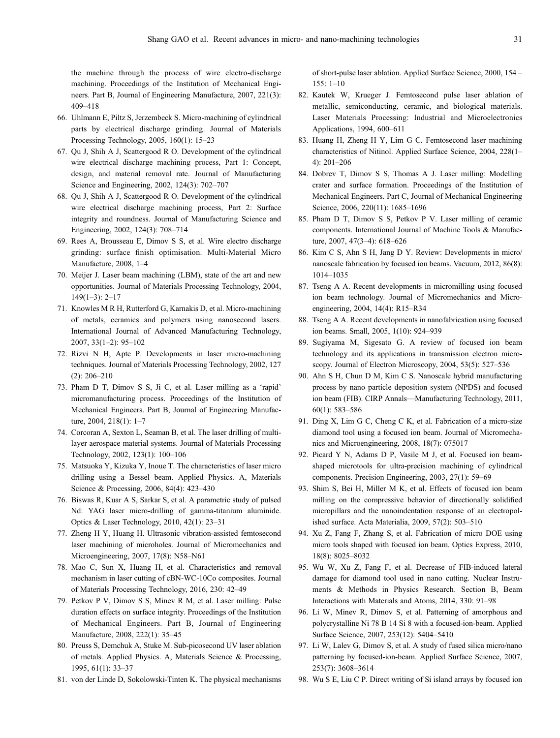the machine through the process of wire electro-discharge machining. Proceedings of the Institution of Mechanical Engineers. Part B, Journal of Engineering Manufacture, 2007, 221(3): 409–418

66. Uhlmann E, Piltz S, Jerzembeck S. Micro-machining of cylindrical parts by electrical discharge grinding. Journal of Materials Processing Technology, 2005, 160(1): 15–23
67. Qu J, Shih A J, Scattergood R O. Development of the cylindrical wire electrical discharge machining process, Part 1: Concept, design, and material removal rate. Journal of Manufacturing Science and Engineering, 2002, 124(3): 702–707
68. Qu J, Shih A J, Scattergood R O. Development of the cylindrical wire electrical discharge machining process, Part 2: Surface integrity and roundness. Journal of Manufacturing Science and Engineering, 2002, 124(3): 708–714
69. Rees A, Brousseau E, Dimov S S, et al. Wire electro discharge grinding: surface finish optimisation. Multi-Material Micro Manufacture, 2008, 1–4
70. Meijer J. Laser beam machining (LBM), state of the art and new opportunities. Journal of Materials Processing Technology, 2004, 149(1–3): 2–17
71. Knowles M R H, Rutterford G, Karnakis D, et al. Micro-machining of metals, ceramics and polymers using nanosecond lasers. International Journal of Advanced Manufacturing Technology, 2007, 33(1–2): 95–102
72. Rizvi N H, Apte P. Developments in laser micro-machining techniques. Journal of Materials Processing Technology, 2002, 127 (2): 206–210
73. Pham D T, Dimov S S, Ji C, et al. Laser milling as a 'rapid' micromanufacturing process. Proceedings of the Institution of Mechanical Engineers. Part B, Journal of Engineering Manufacture, 2004, 218(1): 1–7
74. Corcoran A, Sexton L, Seaman B, et al. The laser drilling of multi-layer aerospace material systems. Journal of Materials Processing Technology, 2002, 123(1): 100–106
75. Matsuoka Y, Kizuka Y, Inoue T. The characteristics of laser micro drilling using a Bessel beam. Applied Physics. A, Materials Science & Processing, 2006, 84(4): 423–430
76. Biswas R, Kuar A S, Sarkar S, et al. A parametric study of pulsed Nd: YAG laser micro-drilling of gamma-titanium aluminide. Optics & Laser Technology, 2010, 42(1): 23–31
77. Zheng H Y, Huang H. Ultrasonic vibration-assisted femtosecond laser machining of microholes. Journal of Micromechanics and Microengineering, 2007, 17(8): N58–N61
78. Mao C, Sun X, Huang H, et al. Characteristics and removal mechanism in laser cutting of cBN-WC-10Co composites. Journal of Materials Processing Technology, 2016, 230: 42–49
79. Petkov P V, Dimov S S, Minev R M, et al. Laser milling: Pulse duration effects on surface integrity. Proceedings of the Institution of Mechanical Engineers. Part B, Journal of Engineering Manufacture, 2008, 222(1): 35–45
80. Preuss S, Demchuk A, Stuke M. Sub-picosecond UV laser ablation of metals. Applied Physics. A, Materials Science & Processing, 1995, 61(1): 33–37
81. von der Linde D, Sokolowski-Tinten K. The physical mechanisms of short-pulse laser ablation. Applied Surface Science, 2000, 154 – 155: 1–10
82. Kautek W, Krueger J. Femtosecond pulse laser ablation of metallic, semiconducting, ceramic, and biological materials. Laser Materials Processing: Industrial and Microelectronics Applications, 1994, 600–611
83. Huang H, Zheng H Y, Lim G C. Femtosecond laser machining characteristics of Nitinol. Applied Surface Science, 2004, 228(1–4): 201–206
84. Dobrev T, Dimov S S, Thomas A J. Laser milling: Modelling crater and surface formation. Proceedings of the Institution of Mechanical Engineers. Part C, Journal of Mechanical Engineering Science, 2006, 220(11): 1685–1696
85. Pham D T, Dimov S S, Petkov P V. Laser milling of ceramic components. International Journal of Machine Tools & Manufacture, 2007, 47(3–4): 618–626
86. Kim C S, Ahn S H, Jang D Y. Review: Developments in micro/nanoscale fabrication by focused ion beams. Vacuum, 2012, 86(8): 1014–1035
87. Tseng A A. Recent developments in micromilling using focused ion beam technology. Journal of Micromechanics and Microengineering, 2004, 14(4): R15–R34
88. Tseng A A. Recent developments in nanofabrication using focused ion beams. Small, 2005, 1(10): 924–939
89. Sugiyama M, Sigesato G. A review of focused ion beam technology and its applications in transmission electron microscopy. Journal of Electron Microscopy, 2004, 53(5): 527–536
90. Ahn S H, Chun D M, Kim C S. Nanoscale hybrid manufacturing process by nano particle deposition system (NPDS) and focused ion beam (FIB). CIRP Annals—Manufacturing Technology, 2011, 60(1): 583–586
91. Ding X, Lim G C, Cheng C K, et al. Fabrication of a micro-size diamond tool using a focused ion beam. Journal of Micromechanics and Microengineering, 2008, 18(7): 075017
92. Picard Y N, Adams D P, Vasile M J, et al. Focused ion beam-shaped microtools for ultra-precision machining of cylindrical components. Precision Engineering, 2003, 27(1): 59–69
93. Shim S, Bei H, Miller M K, et al. Effects of focused ion beam milling on the compressive behavior of directionally solidified micropillars and the nanoindentation response of an electropolished surface. Acta Materialia, 2009, 57(2): 503–510
94. Xu Z, Fang F, Zhang S, et al. Fabrication of micro DOE using micro tools shaped with focused ion beam. Optics Express, 2010, 18(8): 8025–8032
95. Wu W, Xu Z, Fang F, et al. Decrease of FIB-induced lateral damage for diamond tool used in nano cutting. Nuclear Instruments & Methods in Physics Research. Section B, Beam Interactions with Materials and Atoms, 2014, 330: 91–98
96. Li W, Minev R, Dimov S, et al. Patterning of amorphous and polycrystalline Ni 78 B 14 Si 8 with a focused-ion-beam. Applied Surface Science, 2007, 253(12): 5404–5410
97. Li W, Lalev G, Dimov S, et al. A study of fused silica micro/nano patterning by focused-ion-beam. Applied Surface Science, 2007, 253(7): 3608–3614
98. Wu S E, Liu C P. Direct writing of Si island arrays by focused ion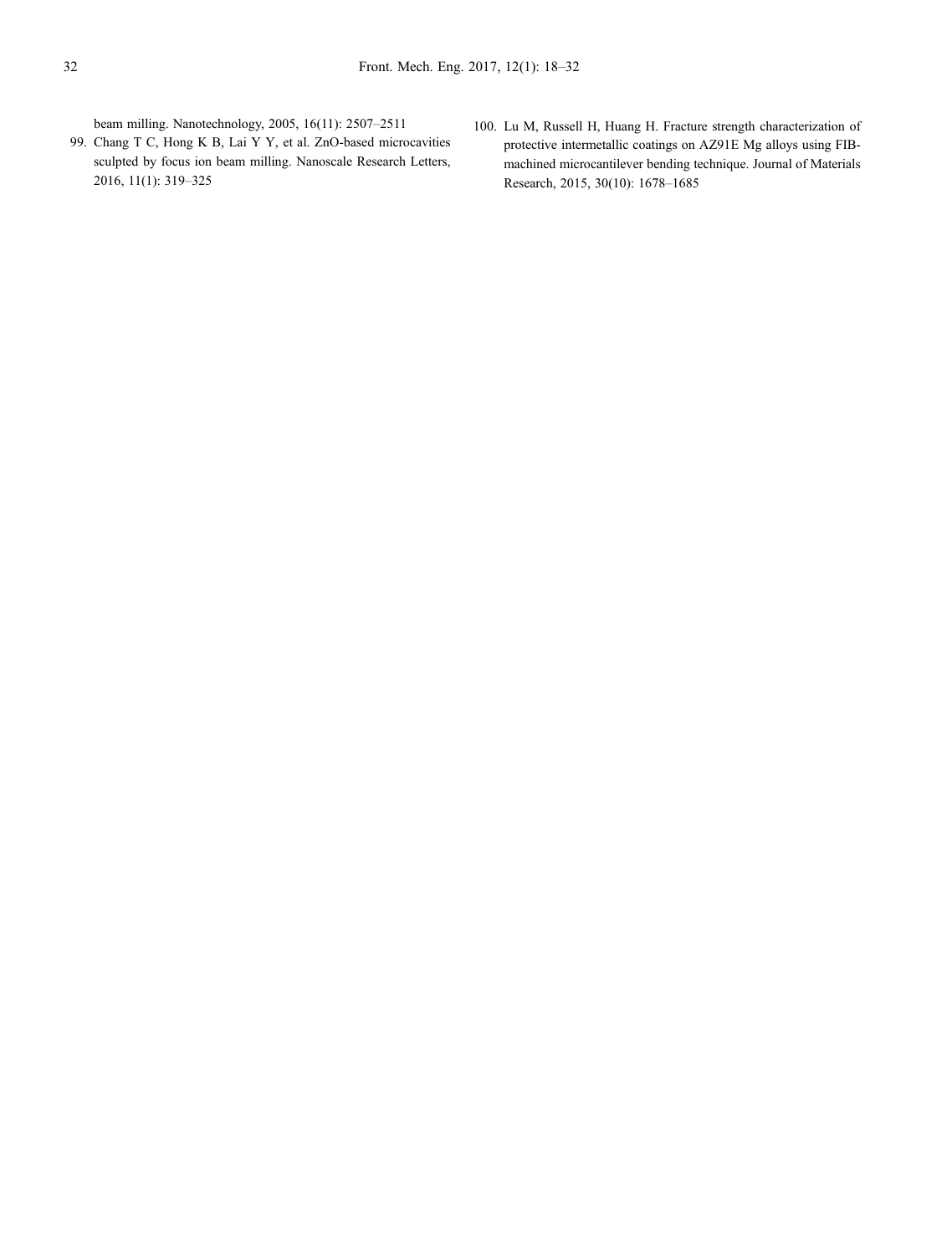beam milling. Nanotechnology, 2005, 16(11): 2507–2511

99. Chang T C, Hong K B, Lai Y Y, et al. ZnO-based microcavities sculpted by focus ion beam milling. Nanoscale Research Letters, 2016, 11(1): 319–325

100. Lu M, Russell H, Huang H. Fracture strength characterization of protective intermetallic coatings on AZ91E Mg alloys using FIB-machined microcantilever bending technique. Journal of Materials Research, 2015, 30(10): 1678–1685